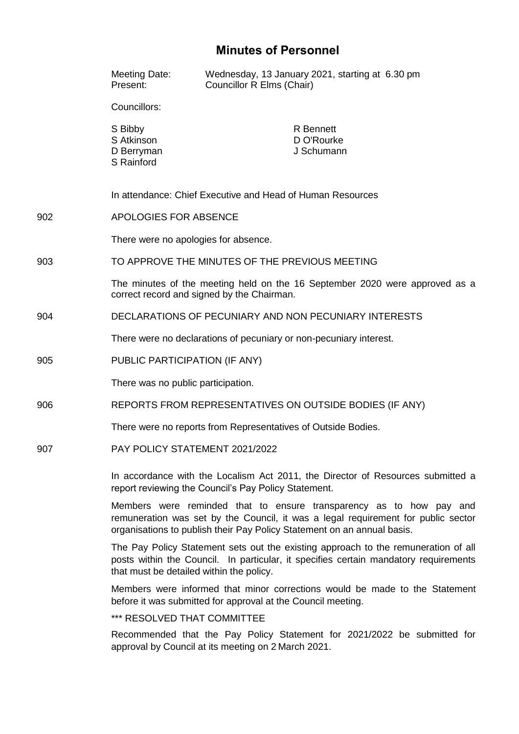# Minutes of Personnel

Meeting Date: Wednesday, 13 January 2021, starting at 6.30 pm
Present: Councillor R Elms (Chair)

Councillors:

S Bibby
R Bennett
S Atkinson
D O'Rourke
D Berryman
J Schumann
S Rainford

In attendance: Chief Executive and Head of Human Resources

## 902 APOLOGIES FOR ABSENCE

There were no apologies for absence.

## 903 TO APPROVE THE MINUTES OF THE PREVIOUS MEETING

The minutes of the meeting held on the 16 September 2020 were approved as a correct record and signed by the Chairman.

## 904 DECLARATIONS OF PECUNIARY AND NON PECUNIARY INTERESTS

There were no declarations of pecuniary or non-pecuniary interest.

## 905 PUBLIC PARTICIPATION (IF ANY)

There was no public participation.

## 906 REPORTS FROM REPRESENTATIVES ON OUTSIDE BODIES (IF ANY)

There were no reports from Representatives of Outside Bodies.

## 907 PAY POLICY STATEMENT 2021/2022

In accordance with the Localism Act 2011, the Director of Resources submitted a report reviewing the Council's Pay Policy Statement.

Members were reminded that to ensure transparency as to how pay and remuneration was set by the Council, it was a legal requirement for public sector organisations to publish their Pay Policy Statement on an annual basis.

The Pay Policy Statement sets out the existing approach to the remuneration of all posts within the Council. In particular, it specifies certain mandatory requirements that must be detailed within the policy.

Members were informed that minor corrections would be made to the Statement before it was submitted for approval at the Council meeting.

*** RESOLVED THAT COMMITTEE

Recommended that the Pay Policy Statement for 2021/2022 be submitted for approval by Council at its meeting on 2 March 2021.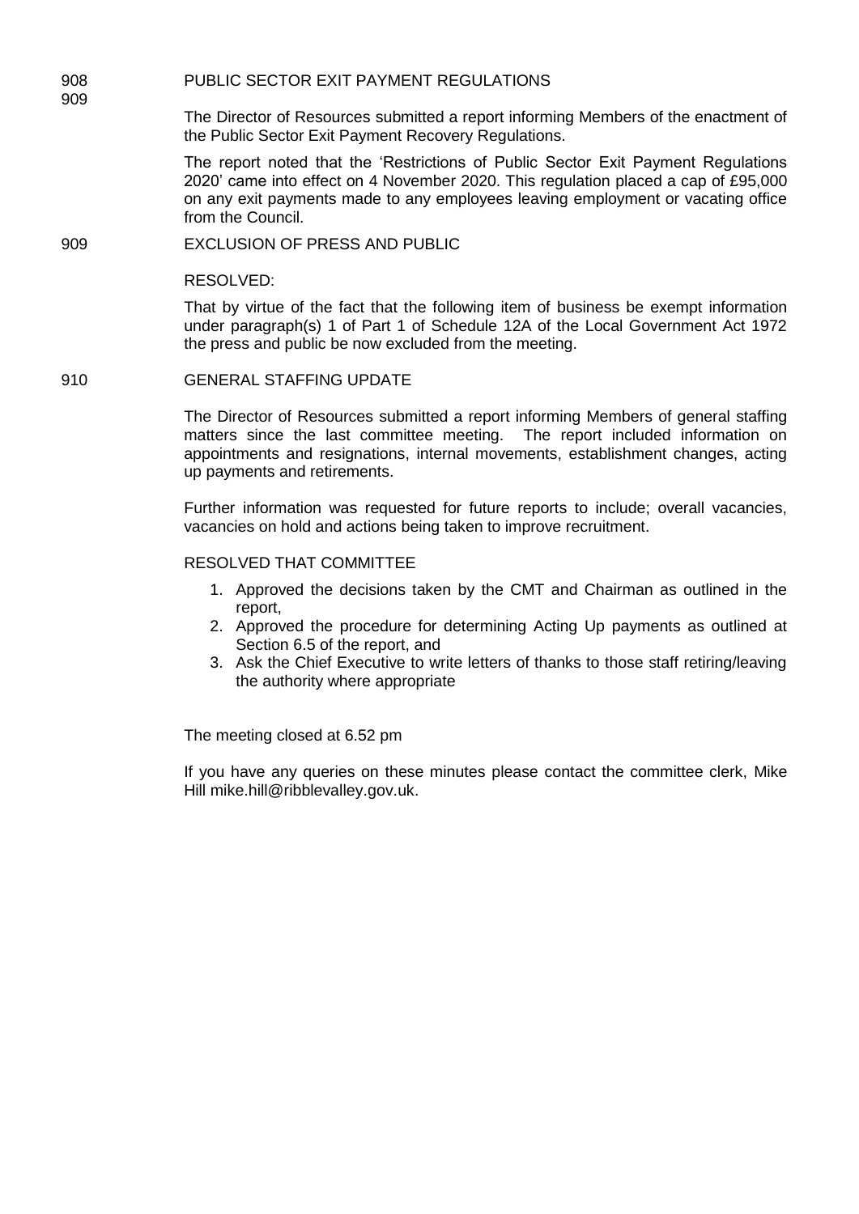908 909 PUBLIC SECTOR EXIT PAYMENT REGULATIONS

The Director of Resources submitted a report informing Members of the enactment of the Public Sector Exit Payment Recovery Regulations.

The report noted that the 'Restrictions of Public Sector Exit Payment Regulations 2020' came into effect on 4 November 2020. This regulation placed a cap of £95,000 on any exit payments made to any employees leaving employment or vacating office from the Council.

909 EXCLUSION OF PRESS AND PUBLIC

RESOLVED:

That by virtue of the fact that the following item of business be exempt information under paragraph(s) 1 of Part 1 of Schedule 12A of the Local Government Act 1972 the press and public be now excluded from the meeting.

910 GENERAL STAFFING UPDATE

The Director of Resources submitted a report informing Members of general staffing matters since the last committee meeting. The report included information on appointments and resignations, internal movements, establishment changes, acting up payments and retirements.

Further information was requested for future reports to include; overall vacancies, vacancies on hold and actions being taken to improve recruitment.

RESOLVED THAT COMMITTEE

1. Approved the decisions taken by the CMT and Chairman as outlined in the report,
2. Approved the procedure for determining Acting Up payments as outlined at Section 6.5 of the report, and
3. Ask the Chief Executive to write letters of thanks to those staff retiring/leaving the authority where appropriate

The meeting closed at 6.52 pm

If you have any queries on these minutes please contact the committee clerk, Mike Hill mike.hill@ribblevalley.gov.uk.